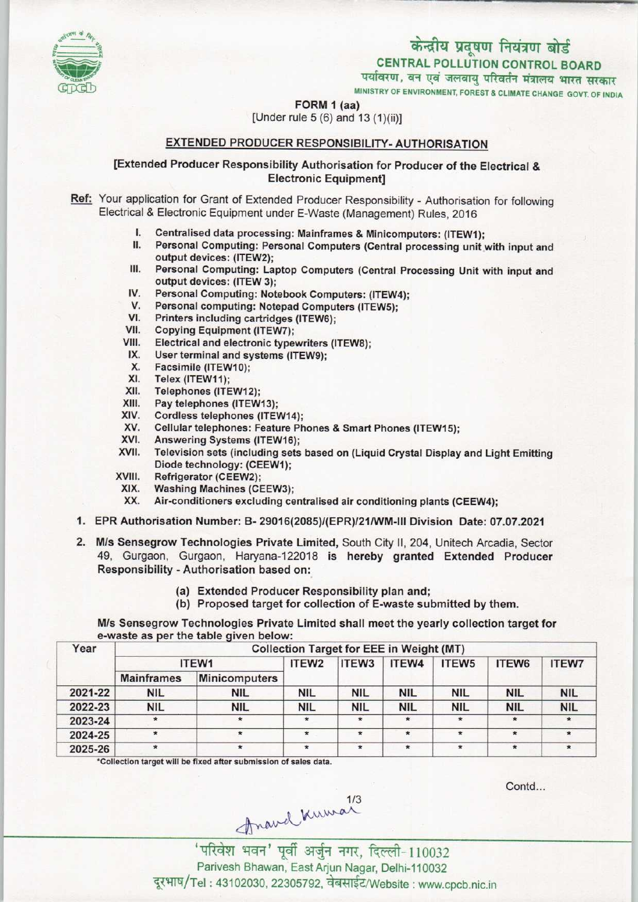केन्द्रीय प्रदूषण नियंत्रण बोर्ड

CENTRAL POLLUTION CONTROL BOARD

पर्यावरण, वन एवं जलवायु परिवर्तन मंत्रालय भारत सरकार

MINISTRY OF ENVIRONMENT, FOREST & CLIMATE CHANGE GOVT. OF INDIA

**FORM 1 (aa)**

[Under rule 5 (6) and 13 (1)(ii)]

## EXTENDED PRODUCER RESPONSIBILITY- AUTHORISATION

**[Extended Producer Responsibility Authorisation for Producer of the Electrical & Electronic Equipment]**

**Ref:** Your application for Grant of Extended Producer Responsibility - Authorisation for following Electrical & Electronic Equipment under E-Waste (Management) Rules, 2016

- I. Centralised data processing: Mainframes & Minicomputers: (ITEW1);
- II. Personal Computing: Personal Computers (Central processing unit with input and output devices: (ITEW2);
- III. Personal Computing: Laptop Computers (Central Processing Unit with input and output devices: (ITEW 3);
- IV. Personal Computing: Notebook Computers: (ITEW4);
- V. Personal computing: Notepad Computers (ITEW5);
- VI. Printers including cartridges (ITEW6);
- VII. Copying Equipment (ITEW7);
- VIII. Electrical and electronic typewriters (ITEW8);
- IX. User terminal and systems (ITEW9);
- X. Facsimile (ITEW10);
- XI. Telex (ITEW11);
- XII. Telephones (ITEW12);
- XIII. Pay telephones (ITEW13);
- XIV. Cordless telephones (ITEW14);
- XV. Cellular telephones: Feature Phones & Smart Phones (ITEW15);
- XVI. Answering Systems (ITEW16);
- XVII. Television sets (including sets based on (Liquid Crystal Display and Light Emitting Diode technology: (CEEW1);
- XVIII. Refrigerator (CEEW2);
- XIX. Washing Machines (CEEW3);
- XX. Air-conditioners excluding centralised air conditioning plants (CEEW4);

1. EPR Authorisation Number: B- 29016(2085)/(EPR)/21/WM-III Division Date: 07.07.2021

2. **M/s Sensegrow Technologies Private Limited,** South City II, 204, Unitech Arcadia, Sector 49, Gurgaon, Gurgaon, Haryana-122018 **is hereby granted Extended Producer Responsibility** - Authorisation based on:

   (a) **Extended Producer Responsibility plan and;**

   (b) Proposed target for collection of E-waste submitted by them.

**M/s Sensegrow Technologies Private Limited shall meet the yearly collection target for e-waste as per the table given below:**

| Year | Collection Target for EEE in Weight (MT) | | | | | | | |
|---|---|---|---|---|---|---|---|---|
| | ITEW1 | | ITEW2 | ITEW3 | ITEW4 | ITEW5 | ITEW6 | ITEW7 |
| | Mainframes | Minicomputers | | | | | | |
| 2021-22 | NIL | NIL | NIL | NIL | NIL | NIL | NIL | NIL |
| 2022-23 | NIL | NIL | NIL | NIL | NIL | NIL | NIL | NIL |
| 2023-24 | * | * | * | * | * | * | * | * |
| 2024-25 | * | * | * | * | * | * | * | * |
| 2025-26 | * | * | * | * | * | * | * | * |

*Collection target will be fixed after submission of sales data.

Contd...

Anand Kumar

'परिवेश भवन' पूर्वी अर्जुन नगर, दिल्ली-110032

Parivesh Bhawan, East Arjun Nagar, Delhi-110032

दूरभाष/Tel : 43102030, 22305792, वेबसाईट/Website : www.cpcb.nic.in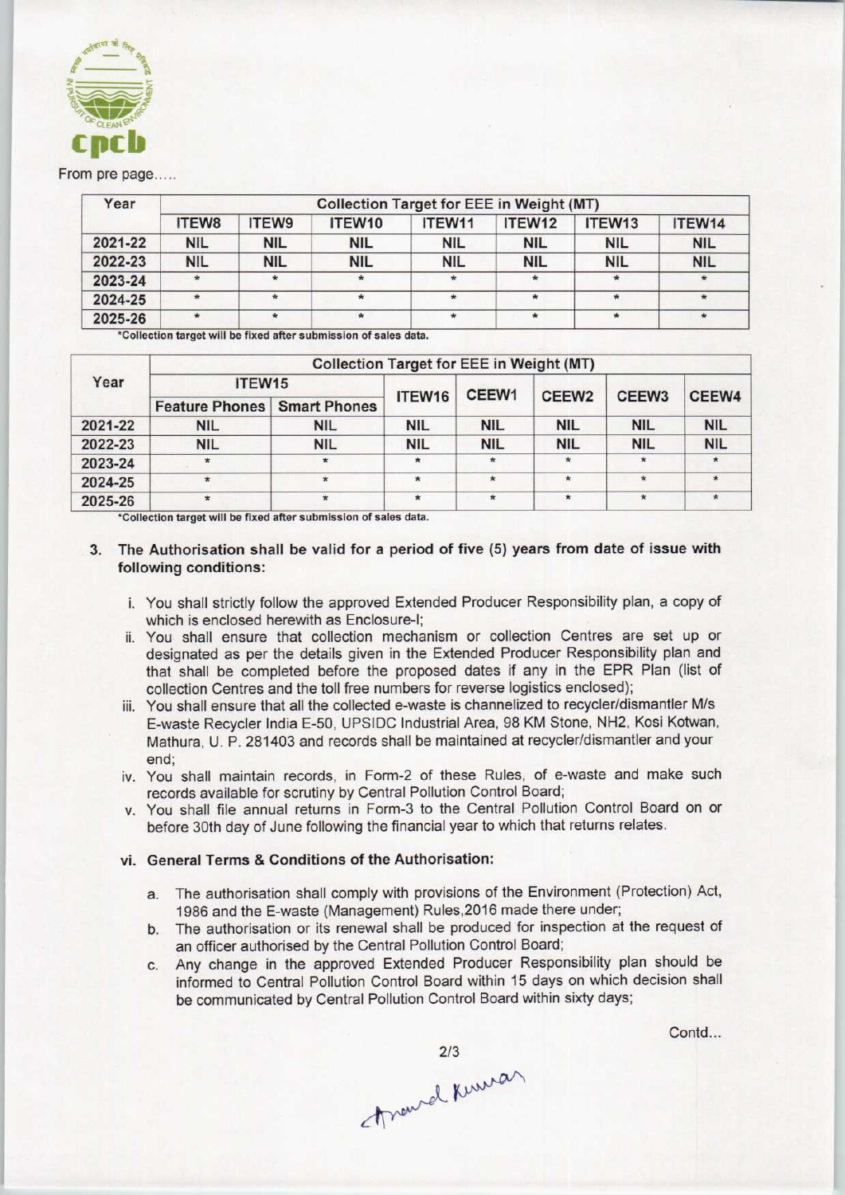From pre page.....

| Year | Collection Target for EEE in Weight (MT) | | | | | | |
|---|---|---|---|---|---|---|---|
| | ITEW8 | ITEW9 | ITEW10 | ITEW11 | ITEW12 | ITEW13 | ITEW14 |
| 2021-22 | NIL | NIL | NIL | NIL | NIL | NIL | NIL |
| 2022-23 | NIL | NIL | NIL | NIL | NIL | NIL | NIL |
| 2023-24 | * | * | * | * | * | * | * |
| 2024-25 | * | * | * | * | * | * | * |
| 2025-26 | * | * | * | * | * | * | * |

*Collection target will be fixed after submission of sales data.

| Year | Collection Target for EEE in Weight (MT) | | | | | | |
|---|---|---|---|---|---|---|---|
| | ITEW15 | | ITEW16 | CEEW1 | CEEW2 | CEEW3 | CEEW4 |
| | Feature Phones | Smart Phones | | | | | |
| 2021-22 | NIL | NIL | NIL | NIL | NIL | NIL | NIL |
| 2022-23 | NIL | NIL | NIL | NIL | NIL | NIL | NIL |
| 2023-24 | * | * | * | * | * | * | * |
| 2024-25 | * | * | * | * | * | * | * |
| 2025-26 | * | * | * | * | * | * | * |

*Collection target will be fixed after submission of sales data.

3. **The Authorisation shall be valid for a period of five (5) years from date of issue with following conditions:**

   i. You shall strictly follow the approved Extended Producer Responsibility plan, a copy of which is enclosed herewith as Enclosure-I;

   ii. You shall ensure that collection mechanism or collection Centres are set up or designated as per the details given in the Extended Producer Responsibility plan and that shall be completed before the proposed dates if any in the EPR Plan (list of collection Centres and the toll free numbers for reverse logistics enclosed);

   iii. You shall ensure that all the collected e-waste is channelized to recycler/dismantler M/s E-waste Recycler India E-50, UPSIDC Industrial Area, 98 KM Stone, NH2, Kosi Kotwan, Mathura, U. P. 281403 and records shall be maintained at recycler/dismantler and your end;

   iv. You shall maintain records, in Form-2 of these Rules, of e-waste and make such records available for scrutiny by Central Pollution Control Board;

   v. You shall file annual returns in Form-3 to the Central Pollution Control Board on or before 30th day of June following the financial year to which that returns relates.

   **vi. General Terms & Conditions of the Authorisation:**

   a. The authorisation shall comply with provisions of the Environment (Protection) Act, 1986 and the E-waste (Management) Rules,2016 made there under;

   b. The authorisation or its renewal shall be produced for inspection at the request of an officer authorised by the Central Pollution Control Board;

   c. Any change in the approved Extended Producer Responsibility plan should be informed to Central Pollution Control Board within 15 days on which decision shall be communicated by Central Pollution Control Board within sixty days;

Contd...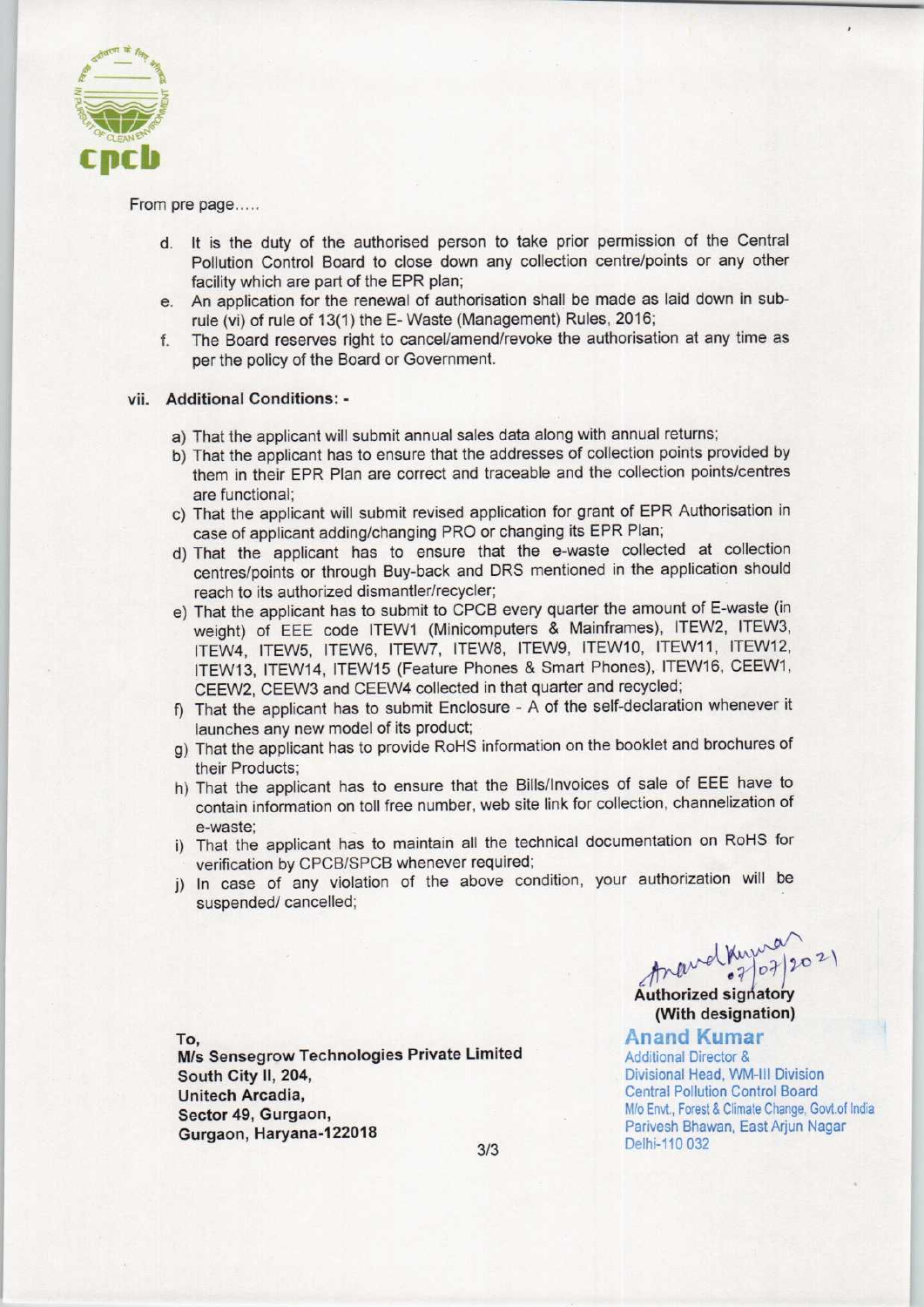From pre page.....

d. It is the duty of the authorised person to take prior permission of the Central Pollution Control Board to close down any collection centre/points or any other facility which are part of the EPR plan;
e. An application for the renewal of authorisation shall be made as laid down in sub-rule (vi) of rule of 13(1) the E- Waste (Management) Rules, 2016;
f. The Board reserves right to cancel/amend/revoke the authorisation at any time as per the policy of the Board or Government.

**vii. Additional Conditions: -**

a) That the applicant will submit annual sales data along with annual returns;
b) That the applicant has to ensure that the addresses of collection points provided by them in their EPR Plan are correct and traceable and the collection points/centres are functional;
c) That the applicant will submit revised application for grant of EPR Authorisation in case of applicant adding/changing PRO or changing its EPR Plan;
d) That the applicant has to ensure that the e-waste collected at collection centres/points or through Buy-back and DRS mentioned in the application should reach to its authorized dismantler/recycler;
e) That the applicant has to submit to CPCB every quarter the amount of E-waste (in weight) of EEE code ITEW1 (Minicomputers & Mainframes), ITEW2, ITEW3, ITEW4, ITEW5, ITEW6, ITEW7, ITEW8, ITEW9, ITEW10, ITEW11, ITEW12, ITEW13, ITEW14, ITEW15 (Feature Phones & Smart Phones), ITEW16, CEEW1, CEEW2, CEEW3 and CEEW4 collected in that quarter and recycled;
f) That the applicant has to submit Enclosure - A of the self-declaration whenever it launches any new model of its product;
g) That the applicant has to provide RoHS information on the booklet and brochures of their Products;
h) That the applicant has to ensure that the Bills/Invoices of sale of EEE have to contain information on toll free number, web site link for collection, channelization of e-waste;
i) That the applicant has to maintain all the technical documentation on RoHS for verification by CPCB/SPCB whenever required;
j) In case of any violation of the above condition, your authorization will be suspended/ cancelled;

Anand Kumar 07/07/2021

**Authorized signatory**
**(With designation)**

**Anand Kumar**
Additional Director &
Divisional Head, WM-III Division
Central Pollution Control Board
M/o Envt., Forest & Climate Change, Govt.of India
Parivesh Bhawan, East Arjun Nagar
Delhi-110 032

To,
**M/s Sensegrow Technologies Private Limited**
**South City II, 204,**
**Unitech Arcadia,**
**Sector 49, Gurgaon,**
**Gurgaon, Haryana-122018**